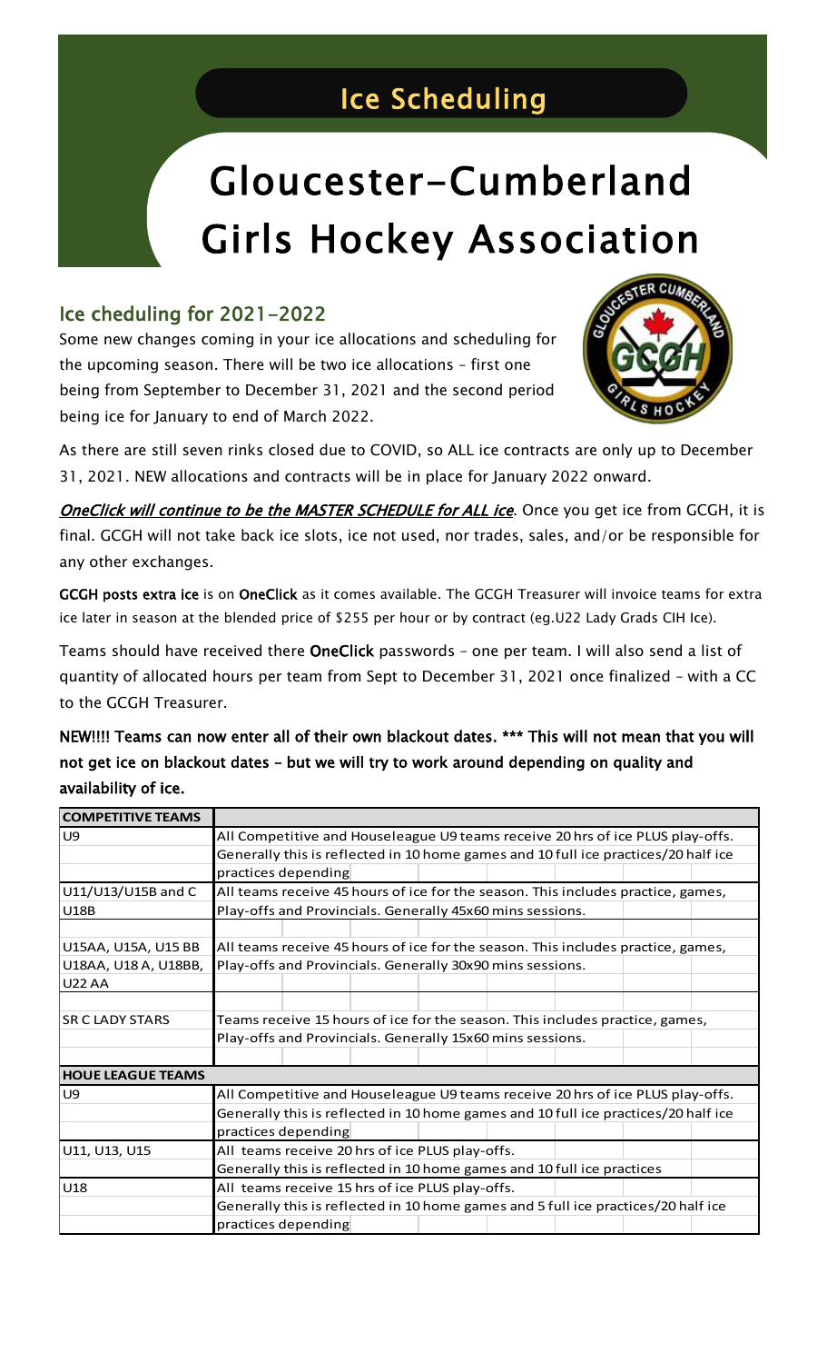## Ice Scheduling

# Gloucester-Cumberland Girls Hockey Association

## Ice cheduling for 2021-2022

Some new changes coming in your ice allocations and scheduling for the upcoming season. There will be two ice allocations – first one being from September to December 31, 2021 and the second period being ice for January to end of March 2022.

As there are still seven rinks closed due to COVID, so ALL ice contracts are only up to December 31, 2021. NEW allocations and contracts will be in place for January 2022 onward.

***OneClick will continue to be the MASTER SCHEDULE for ALL ice***. Once you get ice from GCGH, it is final. GCGH will not take back ice slots, ice not used, nor trades, sales, and/or be responsible for any other exchanges.

**GCGH posts extra ice** is on **OneClick** as it comes available. The GCGH Treasurer will invoice teams for extra ice later in season at the blended price of $255 per hour or by contract (eg.U22 Lady Grads CIH Ice).

Teams should have received there **OneClick** passwords – one per team. I will also send a list of quantity of allocated hours per team from Sept to December 31, 2021 once finalized – with a CC to the GCGH Treasurer.

**NEW!!!! Teams can now enter all of their own blackout dates. \*\*\* This will not mean that you will not get ice on blackout dates – but we will try to work around depending on quality and availability of ice.**

| COMPETITIVE TEAMS | |
|---|---|
| U9 | All Competitive and Houseleague U9 teams receive 20 hrs of ice PLUS play-offs. |
| | Generally this is reflected in 10 home games and 10 full ice practices/20 half ice |
| | practices depending |
| U11/U13/U15B and C | All teams receive 45 hours of ice for the season. This includes practice, games, |
| U18B | Play-offs and Provincials. Generally 45x60 mins sessions. |
| | |
| U15AA, U15A, U15 BB | All teams receive 45 hours of ice for the season. This includes practice, games, |
| U18AA, U18 A, U18BB, | Play-offs and Provincials. Generally 30x90 mins sessions. |
| U22 AA | |
| | |
| SR C LADY STARS | Teams receive 15 hours of ice for the season. This includes practice, games, |
| | Play-offs and Provincials. Generally 15x60 mins sessions. |
| | |
| **HOUE LEAGUE TEAMS** | |
| U9 | All Competitive and Houseleague U9 teams receive 20 hrs of ice PLUS play-offs. |
| | Generally this is reflected in 10 home games and 10 full ice practices/20 half ice |
| | practices depending |
| U11, U13, U15 | All teams receive 20 hrs of ice PLUS play-offs. |
| | Generally this is reflected in 10 home games and 10 full ice practices |
| U18 | All teams receive 15 hrs of ice PLUS play-offs. |
| | Generally this is reflected in 10 home games and 5 full ice practices/20 half ice |
| | practices depending |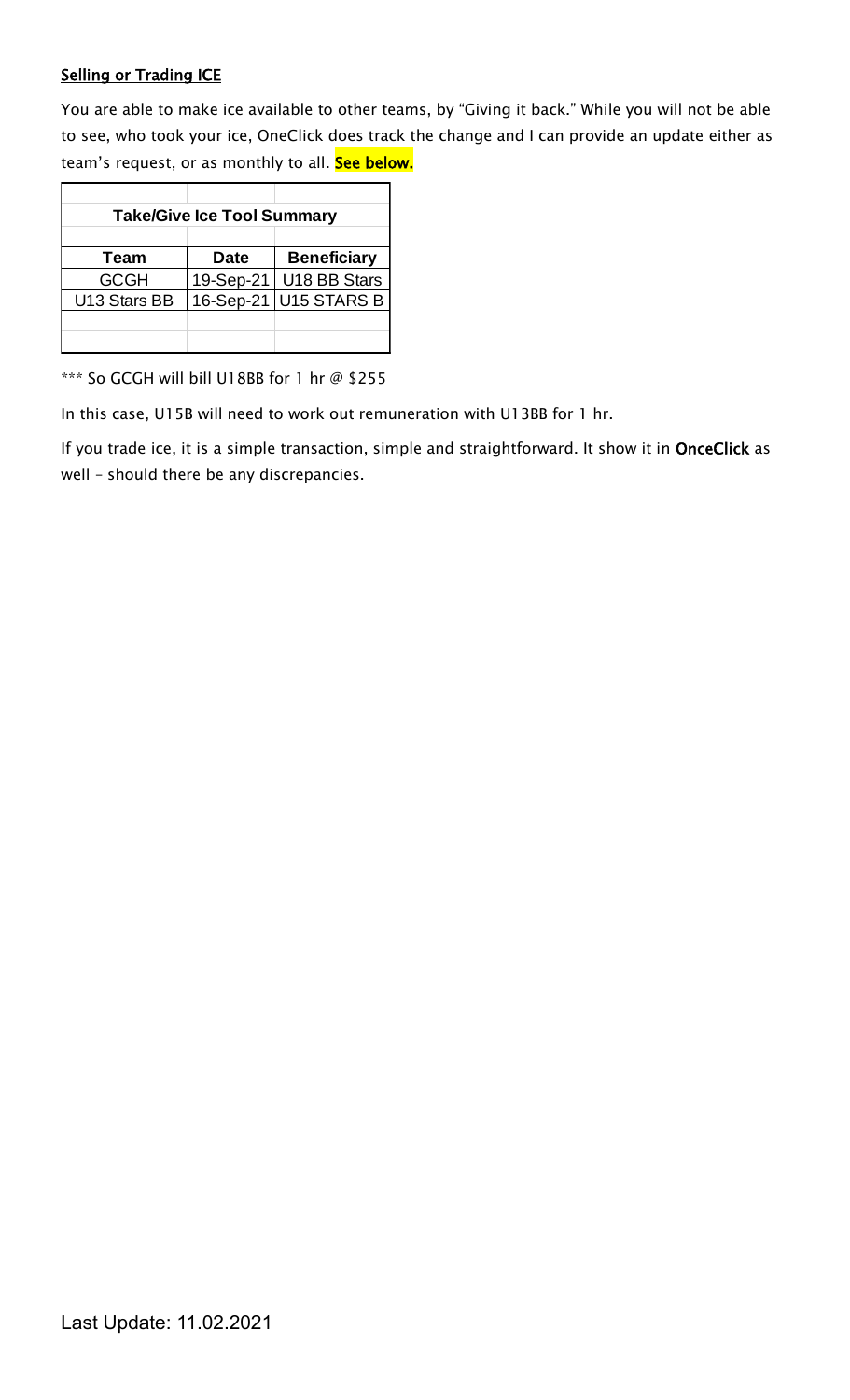**Selling or Trading ICE**

You are able to make ice available to other teams, by "Giving it back." While you will not be able to see, who took your ice, OneClick does track the change and I can provide an update either as team's request, or as monthly to all. **See below.**

| Take/Give Ice Tool Summary | | |
|---|---|---|
| **Team** | **Date** | **Beneficiary** |
| GCGH | 19-Sep-21 | U18 BB Stars |
| U13 Stars BB | 16-Sep-21 | U15 STARS B |
| | | |
| | | |

*** So GCGH will bill U18BB for 1 hr @ $255

In this case, U15B will need to work out remuneration with U13BB for 1 hr.

If you trade ice, it is a simple transaction, simple and straightforward. It show it in **OnceClick** as well – should there be any discrepancies.

Last Update: 11.02.2021